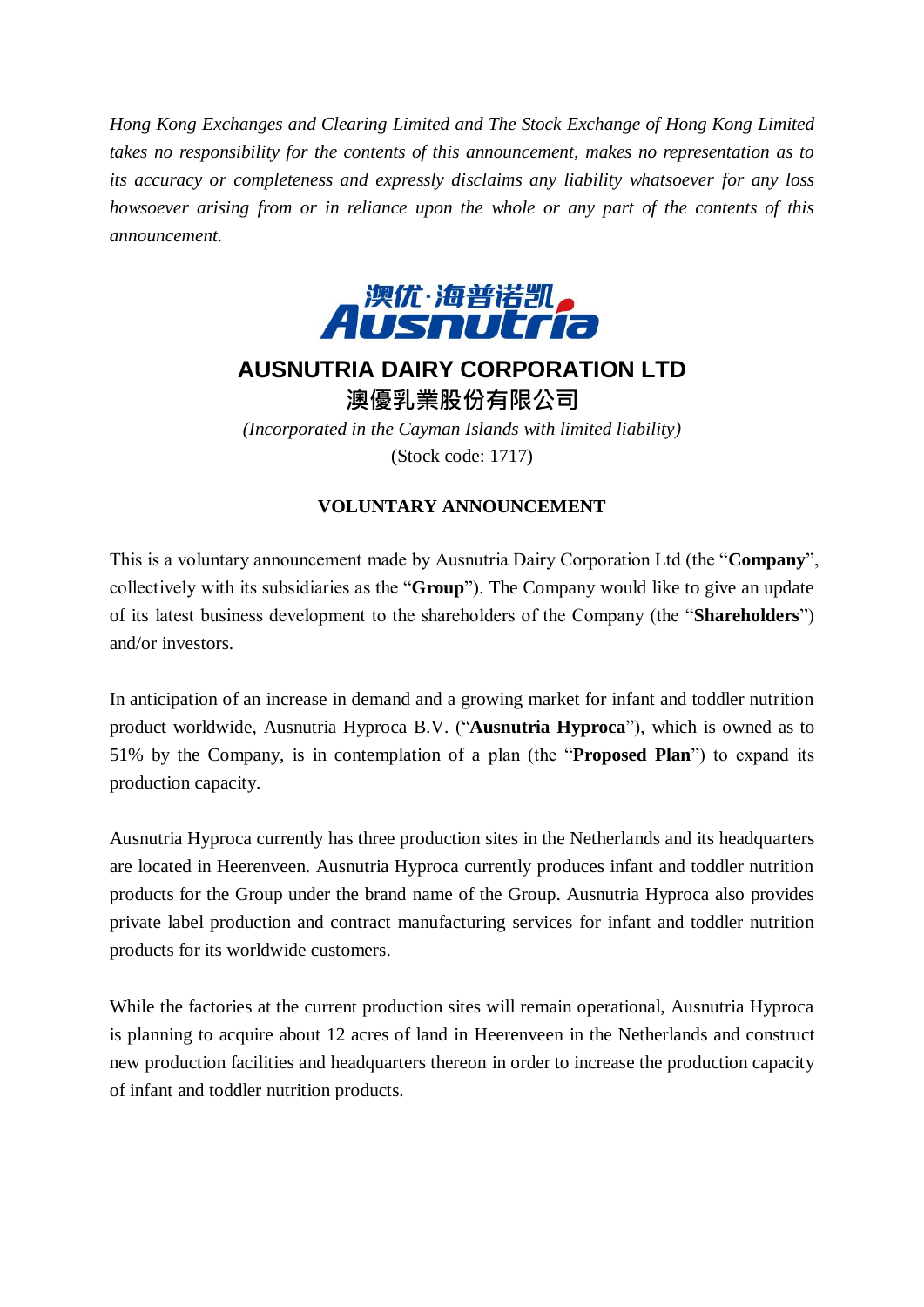*Hong Kong Exchanges and Clearing Limited and The Stock Exchange of Hong Kong Limited takes no responsibility for the contents of this announcement, makes no representation as to its accuracy or completeness and expressly disclaims any liability whatsoever for any loss howsoever arising from or in reliance upon the whole or any part of the contents of this announcement.*

# AUSNUTRIA DAIRY CORPORATION LTD

# 澳優乳業股份有限公司

*(Incorporated in the Cayman Islands with limited liability)*

(Stock code: 1717)

## VOLUNTARY ANNOUNCEMENT

This is a voluntary announcement made by Ausnutria Dairy Corporation Ltd (the "**Company**", collectively with its subsidiaries as the "**Group**"). The Company would like to give an update of its latest business development to the shareholders of the Company (the "**Shareholders**") and/or investors.

In anticipation of an increase in demand and a growing market for infant and toddler nutrition product worldwide, Ausnutria Hyproca B.V. ("**Ausnutria Hyproca**"), which is owned as to 51% by the Company, is in contemplation of a plan (the "**Proposed Plan**") to expand its production capacity.

Ausnutria Hyproca currently has three production sites in the Netherlands and its headquarters are located in Heerenveen. Ausnutria Hyproca currently produces infant and toddler nutrition products for the Group under the brand name of the Group. Ausnutria Hyproca also provides private label production and contract manufacturing services for infant and toddler nutrition products for its worldwide customers.

While the factories at the current production sites will remain operational, Ausnutria Hyproca is planning to acquire about 12 acres of land in Heerenveen in the Netherlands and construct new production facilities and headquarters thereon in order to increase the production capacity of infant and toddler nutrition products.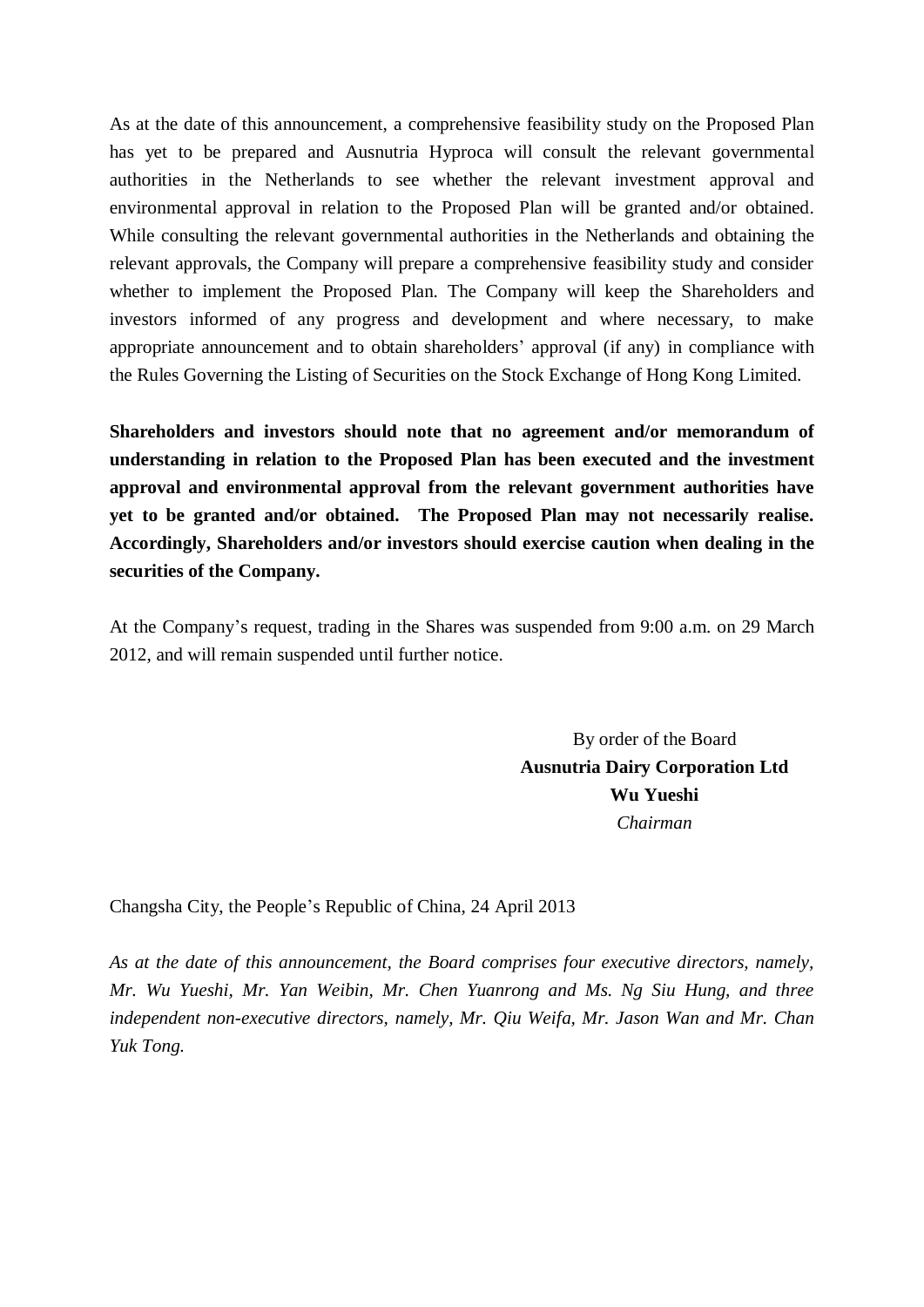As at the date of this announcement, a comprehensive feasibility study on the Proposed Plan has yet to be prepared and Ausnutria Hyproca will consult the relevant governmental authorities in the Netherlands to see whether the relevant investment approval and environmental approval in relation to the Proposed Plan will be granted and/or obtained. While consulting the relevant governmental authorities in the Netherlands and obtaining the relevant approvals, the Company will prepare a comprehensive feasibility study and consider whether to implement the Proposed Plan. The Company will keep the Shareholders and investors informed of any progress and development and where necessary, to make appropriate announcement and to obtain shareholders' approval (if any) in compliance with the Rules Governing the Listing of Securities on the Stock Exchange of Hong Kong Limited.

**Shareholders and investors should note that no agreement and/or memorandum of understanding in relation to the Proposed Plan has been executed and the investment approval and environmental approval from the relevant government authorities have yet to be granted and/or obtained. The Proposed Plan may not necessarily realise. Accordingly, Shareholders and/or investors should exercise caution when dealing in the securities of the Company.**

At the Company's request, trading in the Shares was suspended from 9:00 a.m. on 29 March 2012, and will remain suspended until further notice.

By order of the Board
**Ausnutria Dairy Corporation Ltd**
**Wu Yueshi**
*Chairman*

Changsha City, the People's Republic of China, 24 April 2013

*As at the date of this announcement, the Board comprises four executive directors, namely, Mr. Wu Yueshi, Mr. Yan Weibin, Mr. Chen Yuanrong and Ms. Ng Siu Hung, and three independent non-executive directors, namely, Mr. Qiu Weifa, Mr. Jason Wan and Mr. Chan Yuk Tong.*